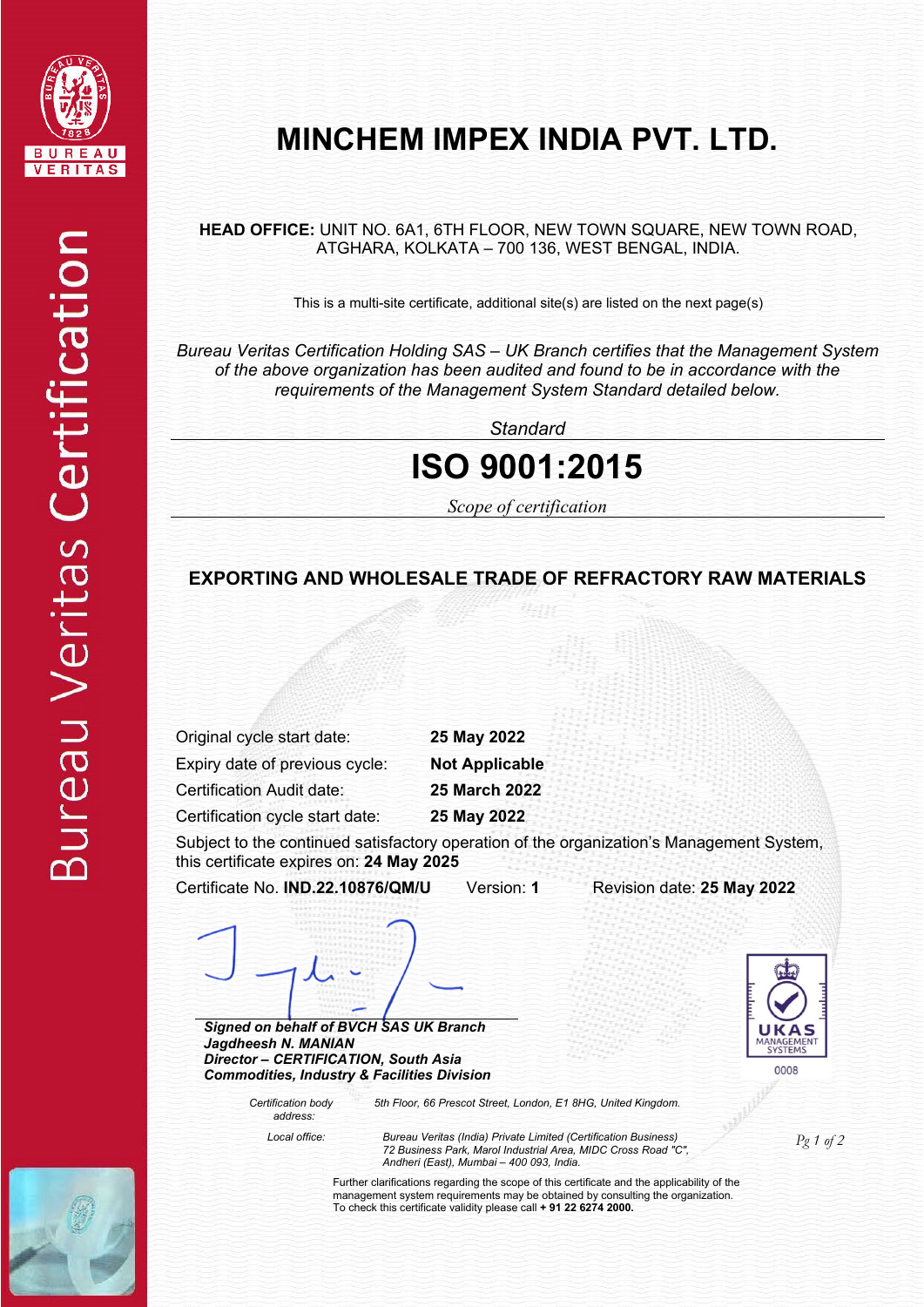# MINCHEM IMPEX INDIA PVT. LTD.

**HEAD OFFICE:** UNIT NO. 6A1, 6TH FLOOR, NEW TOWN SQUARE, NEW TOWN ROAD, ATGHARA, KOLKATA – 700 136, WEST BENGAL, INDIA.

This is a multi-site certificate, additional site(s) are listed on the next page(s)

*Bureau Veritas Certification Holding SAS – UK Branch certifies that the Management System of the above organization has been audited and found to be in accordance with the requirements of the Management System Standard detailed below.*

*Standard*

## ISO 9001:2015

*Scope of certification*

**EXPORTING AND WHOLESALE TRADE OF REFRACTORY RAW MATERIALS**

| | |
|---|---|
| Original cycle start date: | **25 May 2022** |
| Expiry date of previous cycle: | **Not Applicable** |
| Certification Audit date: | **25 March 2022** |
| Certification cycle start date: | **25 May 2022** |

Subject to the continued satisfactory operation of the organization's Management System, this certificate expires on: **24 May 2025**

Certificate No. **IND.22.10876/QM/U** Version: **1** Revision date: **25 May 2022**

***Signed on behalf of BVCH SAS UK Branch***
***Jagdheesh N. MANIAN***
***Director – CERTIFICATION, South Asia***
***Commodities, Industry & Facilities Division***

UKAS MANAGEMENT SYSTEMS 0008

*Certification body address:* *5th Floor, 66 Prescot Street, London, E1 8HG, United Kingdom.*

*Local office:* *Bureau Veritas (India) Private Limited (Certification Business) 72 Business Park, Marol Industrial Area, MIDC Cross Road "C", Andheri (East), Mumbai – 400 093, India.*

Further clarifications regarding the scope of this certificate and the applicability of the management system requirements may be obtained by consulting the organization. To check this certificate validity please call **+ 91 22 6274 2000.**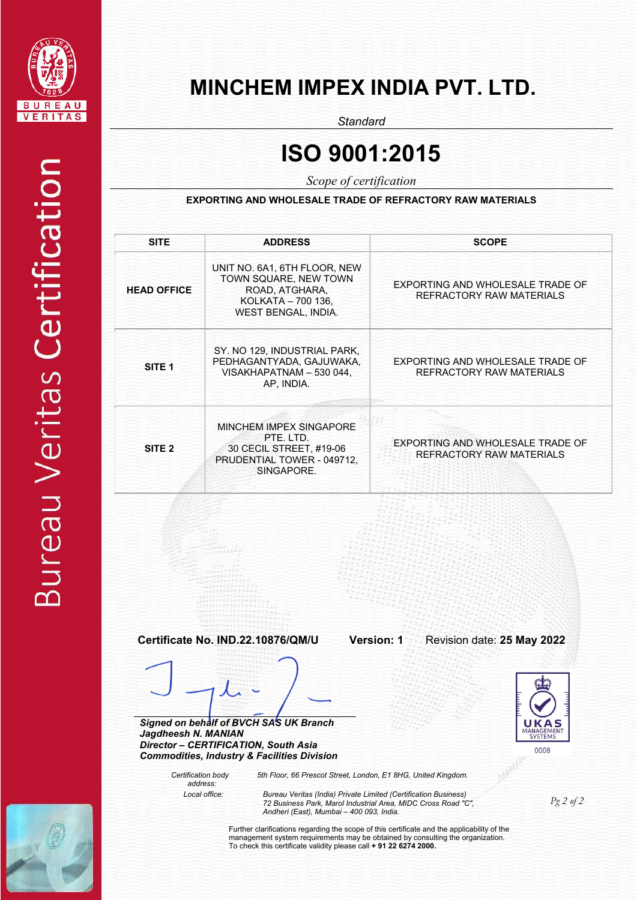# MINCHEM IMPEX INDIA PVT. LTD.

*Standard*

# ISO 9001:2015

*Scope of certification*

**EXPORTING AND WHOLESALE TRADE OF REFRACTORY RAW MATERIALS**

| SITE | ADDRESS | SCOPE |
|---|---|---|
| **HEAD OFFICE** | UNIT NO. 6A1, 6TH FLOOR, NEW TOWN SQUARE, NEW TOWN ROAD, ATGHARA, KOLKATA – 700 136, WEST BENGAL, INDIA. | EXPORTING AND WHOLESALE TRADE OF REFRACTORY RAW MATERIALS |
| **SITE 1** | SY. NO 129, INDUSTRIAL PARK, PEDHAGANTYADA, GAJUWAKA, VISAKHAPATNAM – 530 044, AP, INDIA. | EXPORTING AND WHOLESALE TRADE OF REFRACTORY RAW MATERIALS |
| **SITE 2** | MINCHEM IMPEX SINGAPORE PTE. LTD. 30 CECIL STREET, #19-06 PRUDENTIAL TOWER - 049712, SINGAPORE. | EXPORTING AND WHOLESALE TRADE OF REFRACTORY RAW MATERIALS |

**Certificate No. IND.22.10876/QM/U** **Version: 1** Revision date: **25 May 2022**

***Signed on behalf of BVCH SAS UK Branch***
***Jagdheesh N. MANIAN***
***Director – CERTIFICATION, South Asia***
***Commodities, Industry & Facilities Division***

UKAS MANAGEMENT SYSTEMS 0008

*Certification body address:* *5th Floor, 66 Prescot Street, London, E1 8HG, United Kingdom.*

*Local office:* *Bureau Veritas (India) Private Limited (Certification Business)*
*72 Business Park, Marol Industrial Area, MIDC Cross Road "C", Andheri (East), Mumbai – 400 093, India.*

Further clarifications regarding the scope of this certificate and the applicability of the management system requirements may be obtained by consulting the organization.
To check this certificate validity please call **+ 91 22 6274 2000.**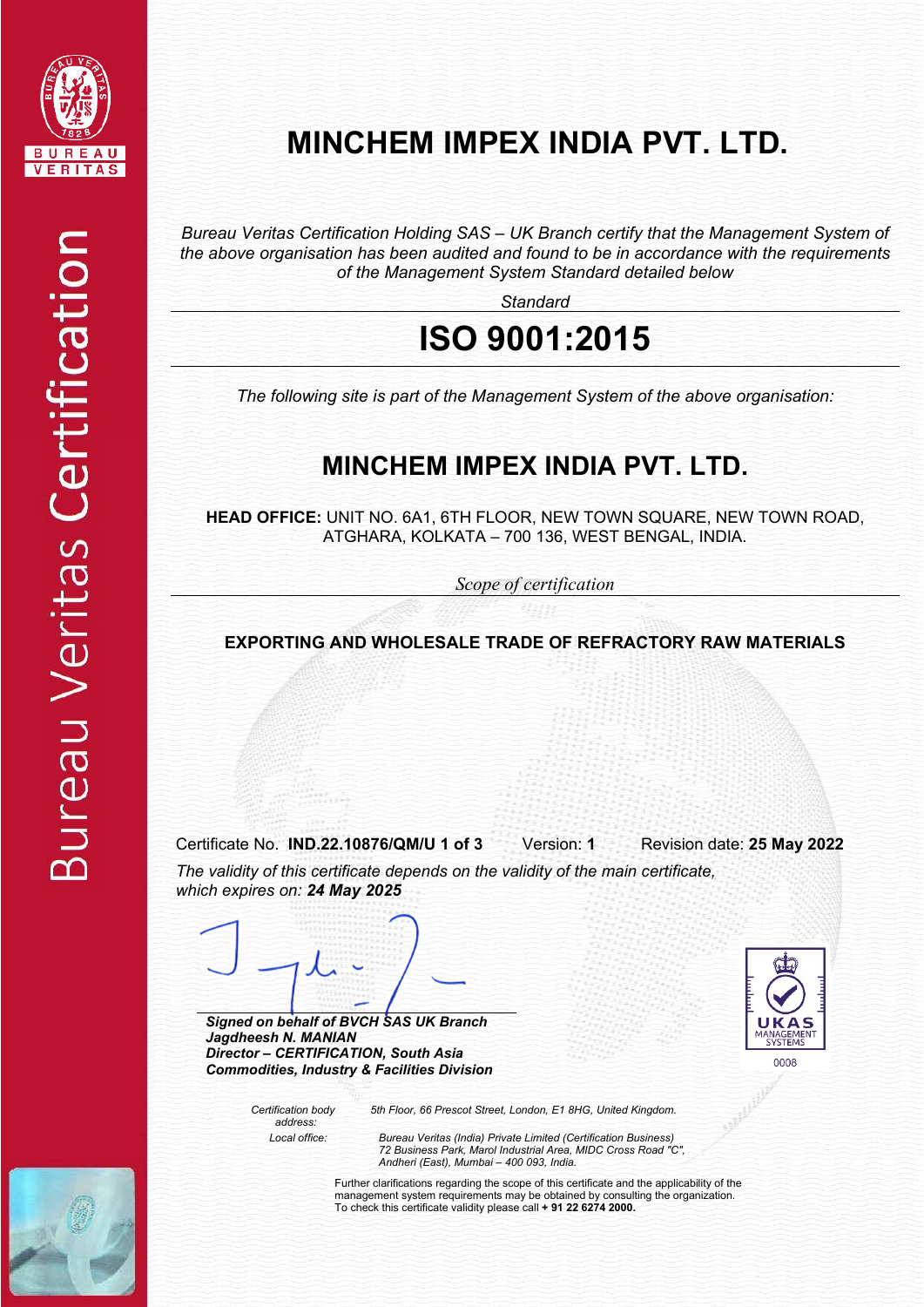# MINCHEM IMPEX INDIA PVT. LTD.

*Bureau Veritas Certification Holding SAS – UK Branch certify that the Management System of the above organisation has been audited and found to be in accordance with the requirements of the Management System Standard detailed below*

*Standard*

## ISO 9001:2015

*The following site is part of the Management System of the above organisation:*

## MINCHEM IMPEX INDIA PVT. LTD.

**HEAD OFFICE:** UNIT NO. 6A1, 6TH FLOOR, NEW TOWN SQUARE, NEW TOWN ROAD, ATGHARA, KOLKATA – 700 136, WEST BENGAL, INDIA.

*Scope of certification*

**EXPORTING AND WHOLESALE TRADE OF REFRACTORY RAW MATERIALS**

Certificate No. **IND.22.10876/QM/U 1 of 3** Version: **1** Revision date: **25 May 2022**

*The validity of this certificate depends on the validity of the main certificate, which expires on:* ***24 May 2025***

***Signed on behalf of BVCH SAS UK Branch***
***Jagdheesh N. MANIAN***
***Director – CERTIFICATION, South Asia***
***Commodities, Industry & Facilities Division***

UKAS MANAGEMENT SYSTEMS 0008

*Certification body address:* *5th Floor, 66 Prescot Street, London, E1 8HG, United Kingdom.*

*Local office:* *Bureau Veritas (India) Private Limited (Certification Business) 72 Business Park, Marol Industrial Area, MIDC Cross Road "C", Andheri (East), Mumbai – 400 093, India.*

Further clarifications regarding the scope of this certificate and the applicability of the management system requirements may be obtained by consulting the organization. To check this certificate validity please call **+ 91 22 6274 2000.**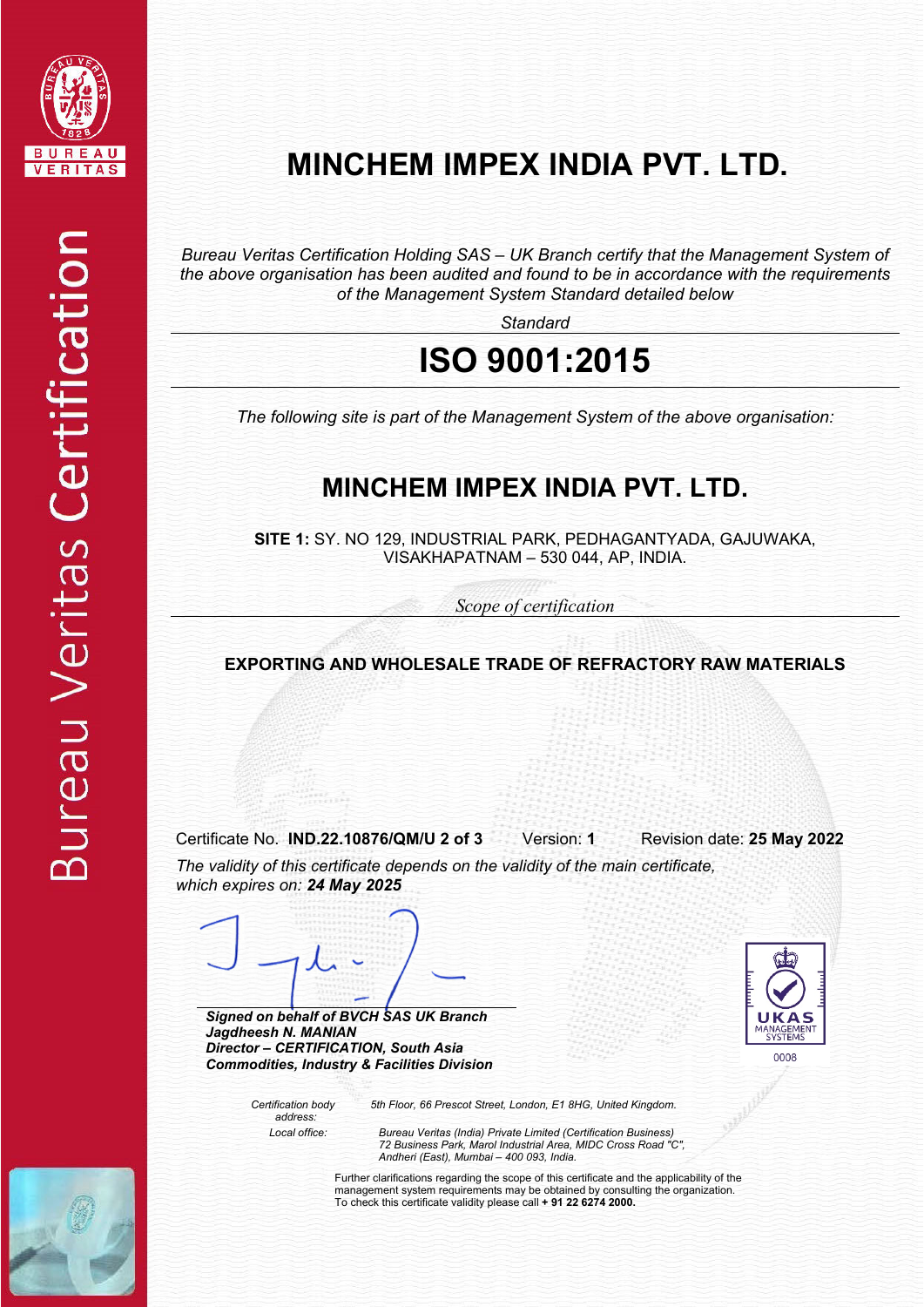# MINCHEM IMPEX INDIA PVT. LTD.

*Bureau Veritas Certification Holding SAS – UK Branch certify that the Management System of the above organisation has been audited and found to be in accordance with the requirements of the Management System Standard detailed below*

*Standard*

# ISO 9001:2015

*The following site is part of the Management System of the above organisation:*

## MINCHEM IMPEX INDIA PVT. LTD.

**SITE 1:** SY. NO 129, INDUSTRIAL PARK, PEDHAGANTYADA, GAJUWAKA, VISAKHAPATNAM – 530 044, AP, INDIA.

*Scope of certification*

**EXPORTING AND WHOLESALE TRADE OF REFRACTORY RAW MATERIALS**

Certificate No. **IND.22.10876/QM/U 2 of 3** Version: **1** Revision date: **25 May 2022**

*The validity of this certificate depends on the validity of the main certificate, which expires on:* ***24 May 2025***

***Signed on behalf of BVCH SAS UK Branch***
***Jagdheesh N. MANIAN***
***Director – CERTIFICATION, South Asia***
***Commodities, Industry & Facilities Division***

UKAS MANAGEMENT SYSTEMS 0008

*Certification body address:* *5th Floor, 66 Prescot Street, London, E1 8HG, United Kingdom.*

*Local office:* *Bureau Veritas (India) Private Limited (Certification Business) 72 Business Park, Marol Industrial Area, MIDC Cross Road "C", Andheri (East), Mumbai – 400 093, India.*

Further clarifications regarding the scope of this certificate and the applicability of the management system requirements may be obtained by consulting the organization. To check this certificate validity please call **+ 91 22 6274 2000.**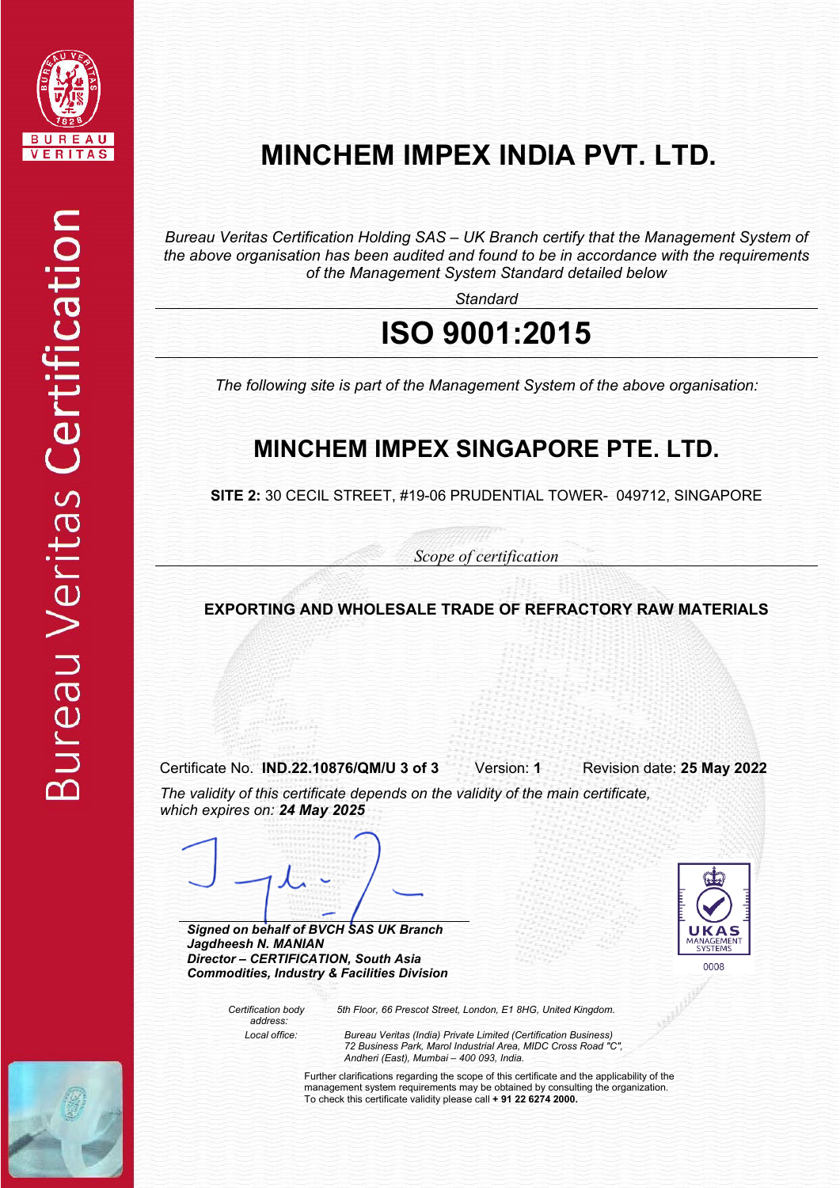# MINCHEM IMPEX INDIA PVT. LTD.

*Bureau Veritas Certification Holding SAS – UK Branch certify that the Management System of the above organisation has been audited and found to be in accordance with the requirements of the Management System Standard detailed below*

*Standard*

# ISO 9001:2015

*The following site is part of the Management System of the above organisation:*

## MINCHEM IMPEX SINGAPORE PTE. LTD.

**SITE 2:** 30 CECIL STREET, #19-06 PRUDENTIAL TOWER- 049712, SINGAPORE

*Scope of certification*

**EXPORTING AND WHOLESALE TRADE OF REFRACTORY RAW MATERIALS**

Certificate No. **IND.22.10876/QM/U 3 of 3** Version: **1** Revision date: **25 May 2022**

*The validity of this certificate depends on the validity of the main certificate, which expires on:* ***24 May 2025***

***Signed on behalf of BVCH SAS UK Branch***
***Jagdheesh N. MANIAN***
***Director – CERTIFICATION, South Asia***
***Commodities, Industry & Facilities Division***

UKAS MANAGEMENT SYSTEMS 0008

*Certification body address:* *5th Floor, 66 Prescot Street, London, E1 8HG, United Kingdom.*

*Local office:* *Bureau Veritas (India) Private Limited (Certification Business) 72 Business Park, Marol Industrial Area, MIDC Cross Road "C", Andheri (East), Mumbai – 400 093, India.*

Further clarifications regarding the scope of this certificate and the applicability of the management system requirements may be obtained by consulting the organization. To check this certificate validity please call **+ 91 22 6274 2000.**